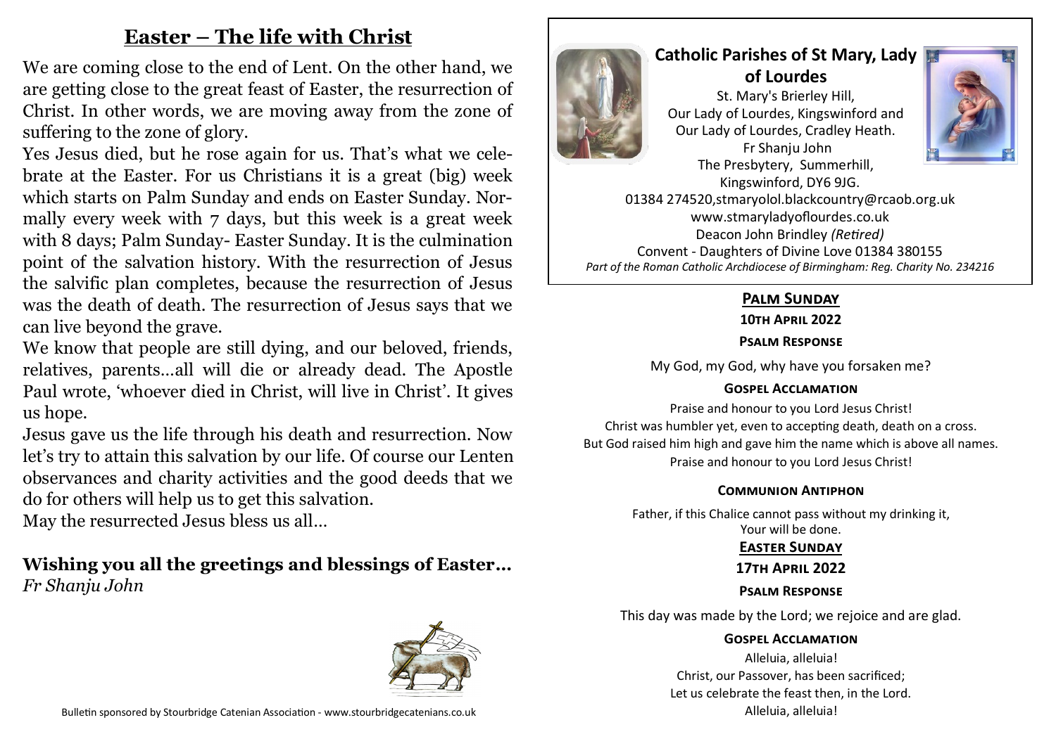## Easter – The life with Christ

We are coming close to the end of Lent. On the other hand, we are getting close to the great feast of Easter, the resurrection of Christ. In other words, we are moving away from the zone of suffering to the zone of glory.

Yes Jesus died, but he rose again for us. That's what we celebrate at the Easter. For us Christians it is a great (big) week which starts on Palm Sunday and ends on Easter Sunday. Normally every week with 7 days, but this week is a great week with 8 days; Palm Sunday- Easter Sunday. It is the culmination point of the salvation history. With the resurrection of Jesus the salvific plan completes, because the resurrection of Jesus was the death of death. The resurrection of Jesus says that we can live beyond the grave.

We know that people are still dying, and our beloved, friends, relatives, parents…all will die or already dead. The Apostle Paul wrote, 'whoever died in Christ, will live in Christ'. It gives us hope.

Jesus gave us the life through his death and resurrection. Now let's try to attain this salvation by our life. Of course our Lenten observances and charity activities and the good deeds that we do for others will help us to get this salvation.

May the resurrected Jesus bless us all…

**Wishing you all the greetings and blessings of Easter…**
*Fr Shanju John*

Bulletin sponsored by Stourbridge Catenian Association - www.stourbridgecatenians.co.uk

## Catholic Parishes of St Mary, Lady of Lourdes

St. Mary's Brierley Hill,
Our Lady of Lourdes, Kingswinford and
Our Lady of Lourdes, Cradley Heath.
Fr Shanju John
The Presbytery, Summerhill,
Kingswinford, DY6 9JG.
01384 274520,stmaryolol.blackcountry@rcaob.org.uk
www.stmaryladyoflourdes.co.uk
Deacon John Brindley *(Retired)*
Convent - Daughters of Divine Love 01384 380155
*Part of the Roman Catholic Archdiocese of Birmingham: Reg. Charity No. 234216*

### Palm Sunday

**10th April 2022**

**Psalm Response**

My God, my God, why have you forsaken me?

**Gospel Acclamation**

Praise and honour to you Lord Jesus Christ!
Christ was humbler yet, even to accepting death, death on a cross.
But God raised him high and gave him the name which is above all names.
Praise and honour to you Lord Jesus Christ!

**Communion Antiphon**

Father, if this Chalice cannot pass without my drinking it,
Your will be done.

### Easter Sunday

**17th April 2022**

**Psalm Response**

This day was made by the Lord; we rejoice and are glad.

**Gospel Acclamation**

Alleluia, alleluia!
Christ, our Passover, has been sacrificed;
Let us celebrate the feast then, in the Lord.
Alleluia, alleluia!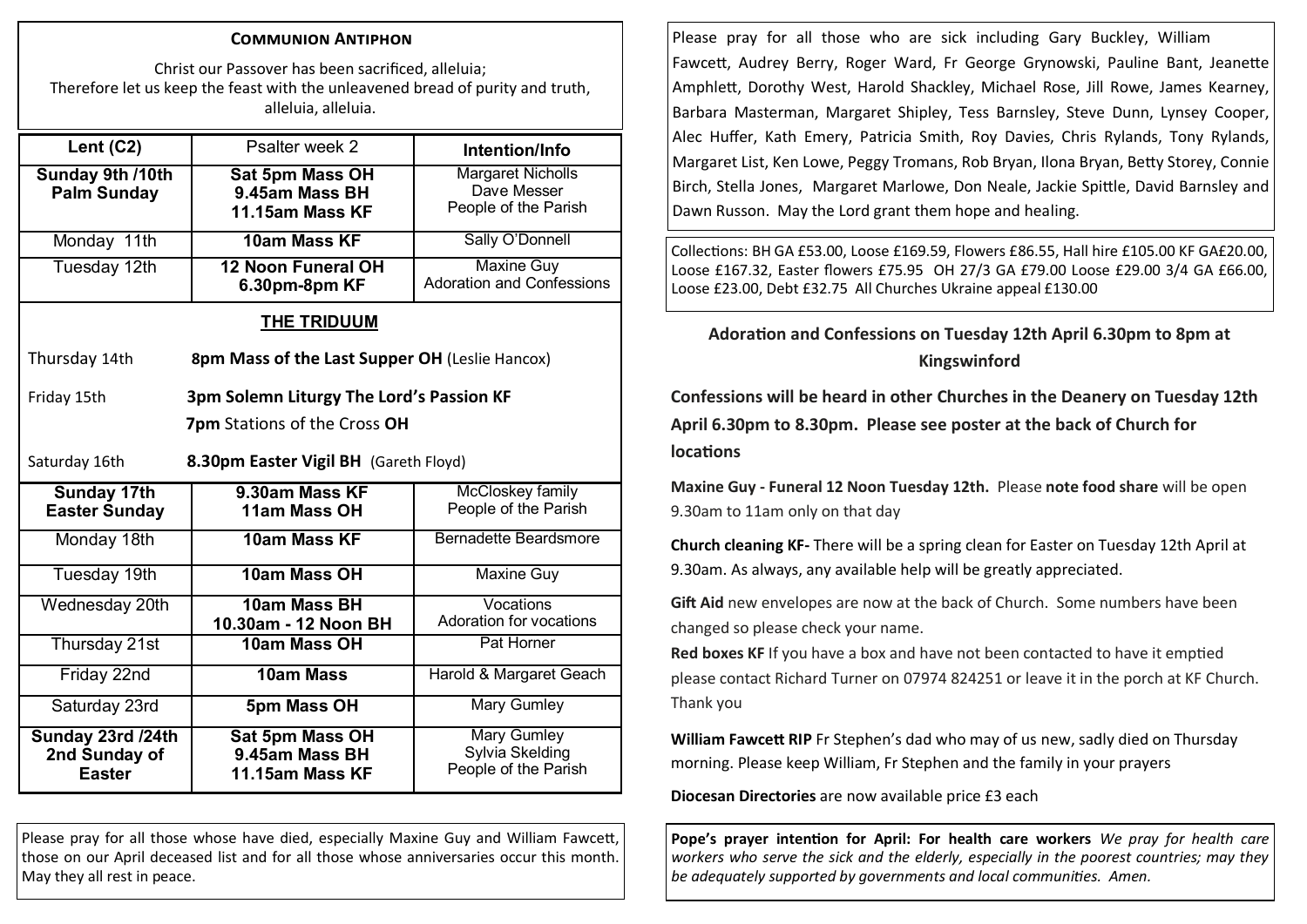**Communion Antiphon**

Christ our Passover has been sacrificed, alleluia;
Therefore let us keep the feast with the unleavened bread of purity and truth, alleluia, alleluia.

| Lent (C2) | Psalter week 2 | Intention/Info |
|---|---|---|
| **Sunday 9th /10th Palm Sunday** | **Sat 5pm Mass OH**<br>**9.45am Mass BH**<br>**11.15am Mass KF** | Margaret Nicholls<br>Dave Messer<br>People of the Parish |
| Monday 11th | **10am Mass KF** | Sally O'Donnell |
| Tuesday 12th | **12 Noon Funeral OH**<br>**6.30pm-8pm KF** | Maxine Guy<br>Adoration and Confessions |

**THE TRIDUUM**

Thursday 14th — **8pm Mass of the Last Supper OH** (Leslie Hancox)

Friday 15th — **3pm Solemn Liturgy The Lord's Passion KF**
**7pm** Stations of the Cross **OH**

Saturday 16th — **8.30pm Easter Vigil BH** (Gareth Floyd)

| | | |
|---|---|---|
| **Sunday 17th Easter Sunday** | **9.30am Mass KF**<br>**11am Mass OH** | McCloskey family<br>People of the Parish |
| Monday 18th | **10am Mass KF** | Bernadette Beardsmore |
| Tuesday 19th | **10am Mass OH** | Maxine Guy |
| Wednesday 20th | **10am Mass BH**<br>**10.30am - 12 Noon BH** | Vocations<br>Adoration for vocations |
| Thursday 21st | **10am Mass OH** | Pat Horner |
| Friday 22nd | **10am Mass** | Harold & Margaret Geach |
| Saturday 23rd | **5pm Mass OH** | Mary Gumley |
| **Sunday 23rd /24th 2nd Sunday of Easter** | **Sat 5pm Mass OH**<br>**9.45am Mass BH**<br>**11.15am Mass KF** | Mary Gumley<br>Sylvia Skelding<br>People of the Parish |

Please pray for all those whose have died, especially Maxine Guy and William Fawcett, those on our April deceased list and for all those whose anniversaries occur this month. May they all rest in peace.

Please pray for all those who are sick including Gary Buckley, William Fawcett, Audrey Berry, Roger Ward, Fr George Grynowski, Pauline Bant, Jeanette Amphlett, Dorothy West, Harold Shackley, Michael Rose, Jill Rowe, James Kearney, Barbara Masterman, Margaret Shipley, Tess Barnsley, Steve Dunn, Lynsey Cooper, Alec Huffer, Kath Emery, Patricia Smith, Roy Davies, Chris Rylands, Tony Rylands, Margaret List, Ken Lowe, Peggy Tromans, Rob Bryan, Ilona Bryan, Betty Storey, Connie Birch, Stella Jones, Margaret Marlowe, Don Neale, Jackie Spittle, David Barnsley and Dawn Russon. May the Lord grant them hope and healing.

Collections: BH GA £53.00, Loose £169.59, Flowers £86.55, Hall hire £105.00 KF GA£20.00, Loose £167.32, Easter flowers £75.95 OH 27/3 GA £79.00 Loose £29.00 3/4 GA £66.00, Loose £23.00, Debt £32.75 All Churches Ukraine appeal £130.00

**Adoration and Confessions on Tuesday 12th April 6.30pm to 8pm at Kingswinford**

**Confessions will be heard in other Churches in the Deanery on Tuesday 12th April 6.30pm to 8.30pm. Please see poster at the back of Church for locations**

**Maxine Guy - Funeral 12 Noon Tuesday 12th.** Please **note food share** will be open 9.30am to 11am only on that day

**Church cleaning KF-** There will be a spring clean for Easter on Tuesday 12th April at 9.30am. As always, any available help will be greatly appreciated.

**Gift Aid** new envelopes are now at the back of Church. Some numbers have been changed so please check your name.

**Red boxes KF** If you have a box and have not been contacted to have it emptied please contact Richard Turner on 07974 824251 or leave it in the porch at KF Church. Thank you

**William Fawcett RIP** Fr Stephen's dad who may of us new, sadly died on Thursday morning. Please keep William, Fr Stephen and the family in your prayers

**Diocesan Directories** are now available price £3 each

**Pope's prayer intention for April: For health care workers** *We pray for health care workers who serve the sick and the elderly, especially in the poorest countries; may they be adequately supported by governments and local communities. Amen.*